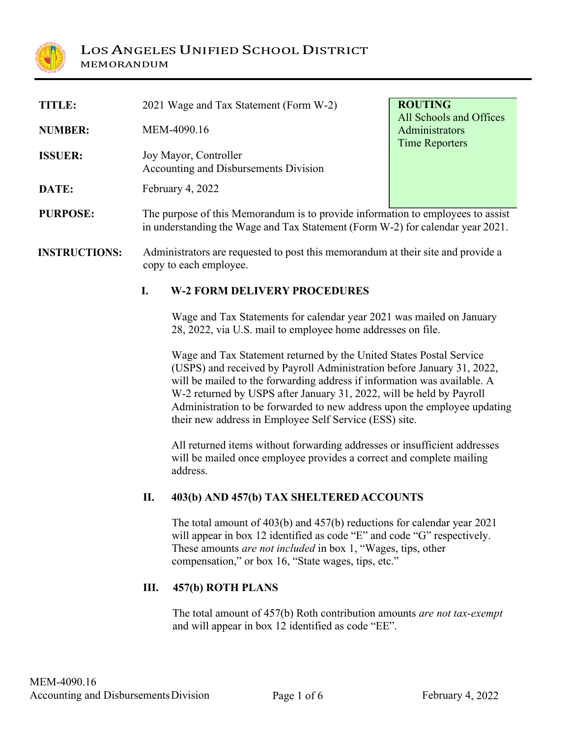# LOS ANGELES UNIFIED SCHOOL DISTRICT

MEMORANDUM

| | |
|---|---|
| **TITLE:** | 2021 Wage and Tax Statement (Form W-2) |
| **NUMBER:** | MEM-4090.16 |
| **ISSUER:** | Joy Mayor, Controller<br>Accounting and Disbursements Division |
| **DATE:** | February 4, 2022 |

**ROUTING**
All Schools and Offices
Administrators
Time Reporters

**PURPOSE:** The purpose of this Memorandum is to provide information to employees to assist in understanding the Wage and Tax Statement (Form W-2) for calendar year 2021.

**INSTRUCTIONS:** Administrators are requested to post this memorandum at their site and provide a copy to each employee.

## I. W-2 FORM DELIVERY PROCEDURES

Wage and Tax Statements for calendar year 2021 was mailed on January 28, 2022, via U.S. mail to employee home addresses on file.

Wage and Tax Statement returned by the United States Postal Service (USPS) and received by Payroll Administration before January 31, 2022, will be mailed to the forwarding address if information was available. A W-2 returned by USPS after January 31, 2022, will be held by Payroll Administration to be forwarded to new address upon the employee updating their new address in Employee Self Service (ESS) site.

All returned items without forwarding addresses or insufficient addresses will be mailed once employee provides a correct and complete mailing address.

## II. 403(b) AND 457(b) TAX SHELTERED ACCOUNTS

The total amount of 403(b) and 457(b) reductions for calendar year 2021 will appear in box 12 identified as code "E" and code "G" respectively. These amounts *are not included* in box 1, "Wages, tips, other compensation," or box 16, "State wages, tips, etc."

## III. 457(b) ROTH PLANS

The total amount of 457(b) Roth contribution amounts *are not tax-exempt* and will appear in box 12 identified as code "EE".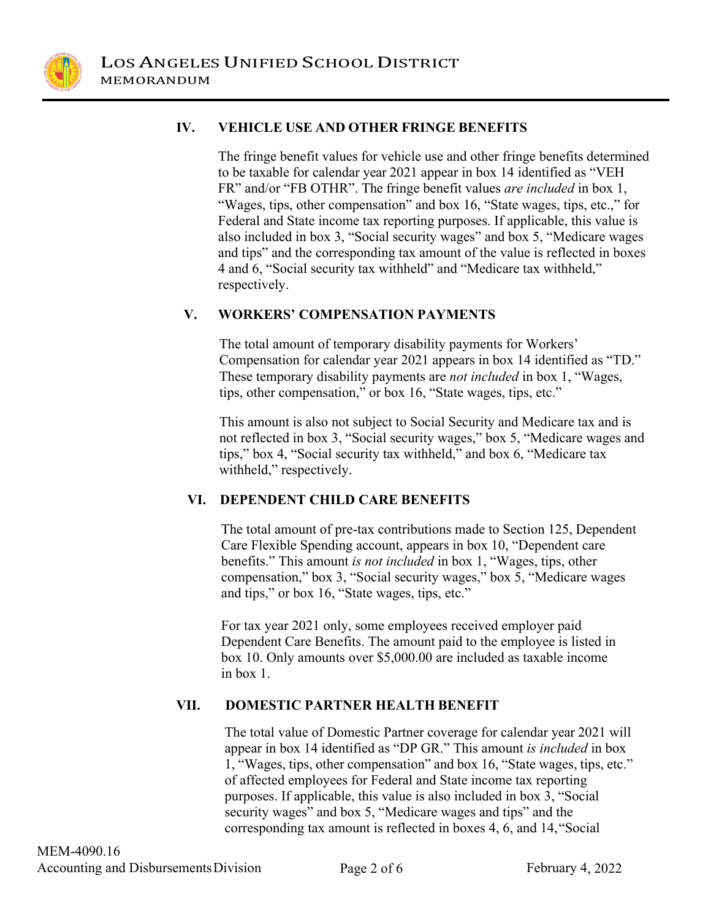## IV. VEHICLE USE AND OTHER FRINGE BENEFITS

The fringe benefit values for vehicle use and other fringe benefits determined to be taxable for calendar year 2021 appear in box 14 identified as "VEH FR" and/or "FB OTHR". The fringe benefit values *are included* in box 1, "Wages, tips, other compensation" and box 16, "State wages, tips, etc.," for Federal and State income tax reporting purposes. If applicable, this value is also included in box 3, "Social security wages" and box 5, "Medicare wages and tips" and the corresponding tax amount of the value is reflected in boxes 4 and 6, "Social security tax withheld" and "Medicare tax withheld," respectively.

## V. WORKERS' COMPENSATION PAYMENTS

The total amount of temporary disability payments for Workers' Compensation for calendar year 2021 appears in box 14 identified as "TD." These temporary disability payments are *not included* in box 1, "Wages, tips, other compensation," or box 16, "State wages, tips, etc."

This amount is also not subject to Social Security and Medicare tax and is not reflected in box 3, "Social security wages," box 5, "Medicare wages and tips," box 4, "Social security tax withheld," and box 6, "Medicare tax withheld," respectively.

## VI. DEPENDENT CHILD CARE BENEFITS

The total amount of pre-tax contributions made to Section 125, Dependent Care Flexible Spending account, appears in box 10, "Dependent care benefits." This amount *is not included* in box 1, "Wages, tips, other compensation," box 3, "Social security wages," box 5, "Medicare wages and tips," or box 16, "State wages, tips, etc."

For tax year 2021 only, some employees received employer paid Dependent Care Benefits. The amount paid to the employee is listed in box 10. Only amounts over $5,000.00 are included as taxable income in box 1.

## VII. DOMESTIC PARTNER HEALTH BENEFIT

The total value of Domestic Partner coverage for calendar year 2021 will appear in box 14 identified as "DP GR." This amount *is included* in box 1, "Wages, tips, other compensation" and box 16, "State wages, tips, etc." of affected employees for Federal and State income tax reporting purposes. If applicable, this value is also included in box 3, "Social security wages" and box 5, "Medicare wages and tips" and the corresponding tax amount is reflected in boxes 4, 6, and 14, "Social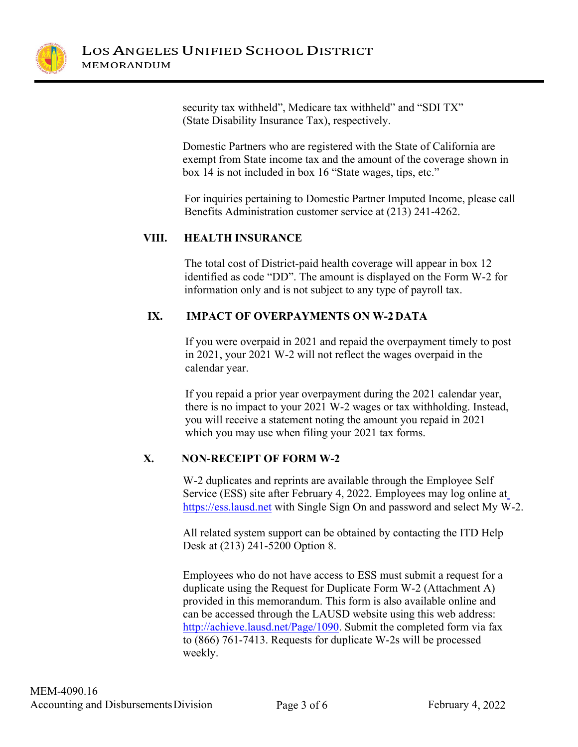security tax withheld", Medicare tax withheld" and "SDI TX" (State Disability Insurance Tax), respectively.

Domestic Partners who are registered with the State of California are exempt from State income tax and the amount of the coverage shown in box 14 is not included in box 16 "State wages, tips, etc."

For inquiries pertaining to Domestic Partner Imputed Income, please call Benefits Administration customer service at (213) 241-4262.

## VIII. HEALTH INSURANCE

The total cost of District-paid health coverage will appear in box 12 identified as code "DD". The amount is displayed on the Form W-2 for information only and is not subject to any type of payroll tax.

## IX. IMPACT OF OVERPAYMENTS ON W-2 DATA

If you were overpaid in 2021 and repaid the overpayment timely to post in 2021, your 2021 W-2 will not reflect the wages overpaid in the calendar year.

If you repaid a prior year overpayment during the 2021 calendar year, there is no impact to your 2021 W-2 wages or tax withholding. Instead, you will receive a statement noting the amount you repaid in 2021 which you may use when filing your 2021 tax forms.

## X. NON-RECEIPT OF FORM W-2

W-2 duplicates and reprints are available through the Employee Self Service (ESS) site after February 4, 2022. Employees may log online at https://ess.lausd.net with Single Sign On and password and select My W-2.

All related system support can be obtained by contacting the ITD Help Desk at (213) 241-5200 Option 8.

Employees who do not have access to ESS must submit a request for a duplicate using the Request for Duplicate Form W-2 (Attachment A) provided in this memorandum. This form is also available online and can be accessed through the LAUSD website using this web address: http://achieve.lausd.net/Page/1090. Submit the completed form via fax to (866) 761-7413. Requests for duplicate W-2s will be processed weekly.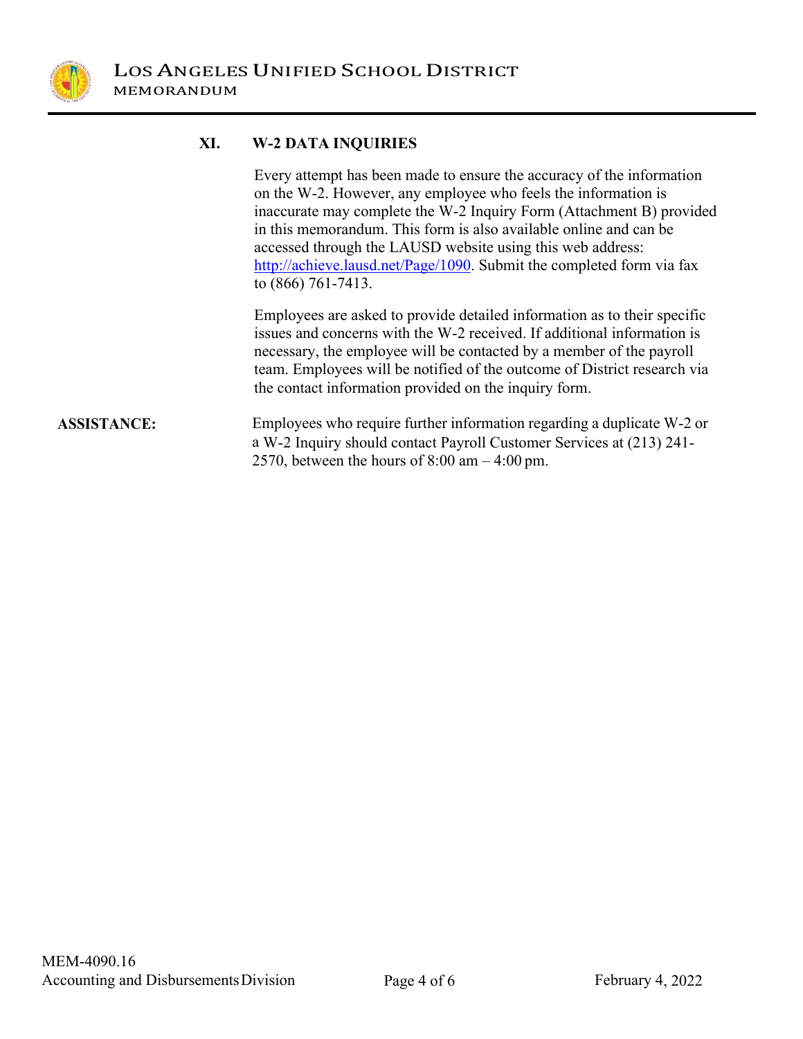## XI. W-2 DATA INQUIRIES

Every attempt has been made to ensure the accuracy of the information on the W-2. However, any employee who feels the information is inaccurate may complete the W-2 Inquiry Form (Attachment B) provided in this memorandum. This form is also available online and can be accessed through the LAUSD website using this web address: http://achieve.lausd.net/Page/1090. Submit the completed form via fax to (866) 761-7413.

Employees are asked to provide detailed information as to their specific issues and concerns with the W-2 received. If additional information is necessary, the employee will be contacted by a member of the payroll team. Employees will be notified of the outcome of District research via the contact information provided on the inquiry form.

**ASSISTANCE:** Employees who require further information regarding a duplicate W-2 or a W-2 Inquiry should contact Payroll Customer Services at (213) 241-2570, between the hours of 8:00 am – 4:00 pm.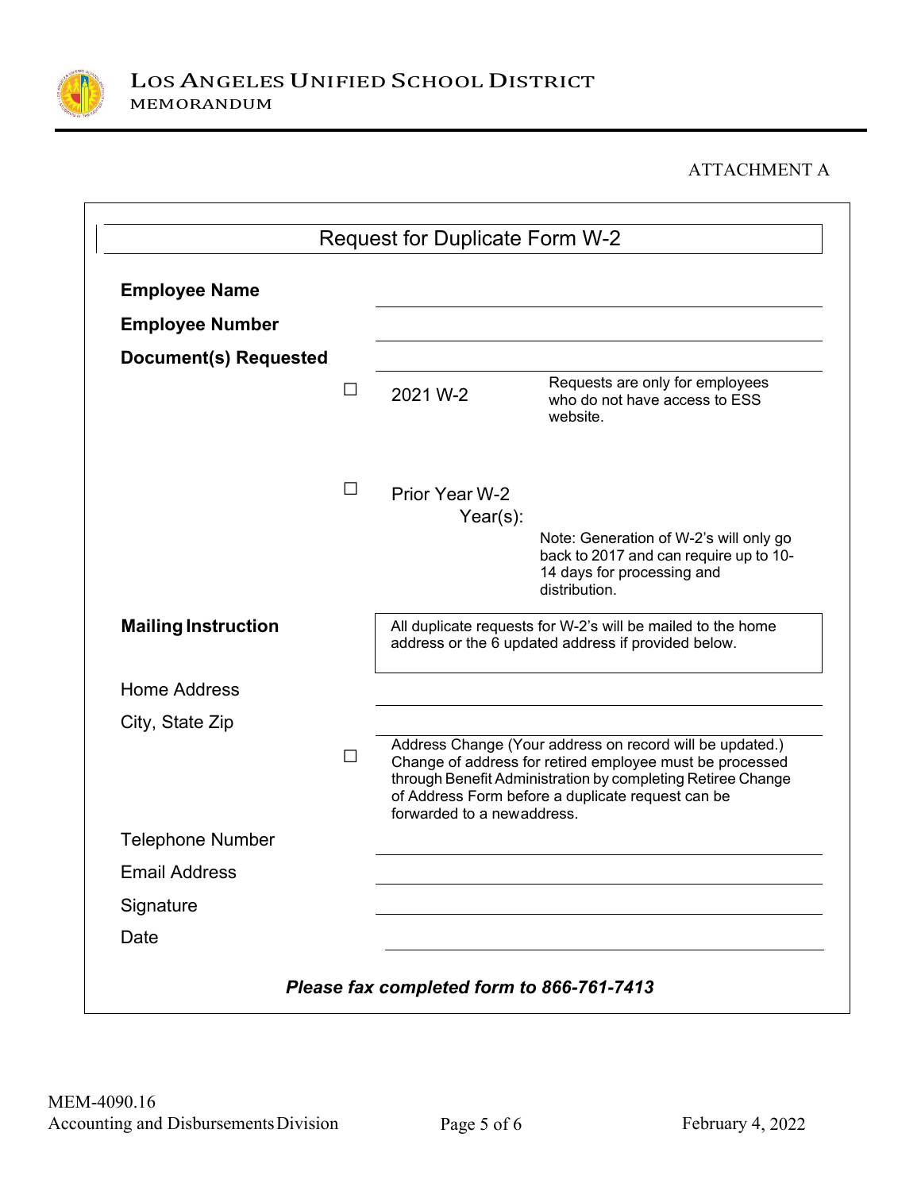ATTACHMENT A

## Request for Duplicate Form W-2

**Employee Name** \_\_\_\_\_\_\_\_\_\_\_\_\_\_\_\_\_\_\_\_\_\_\_\_\_\_\_\_

**Employee Number** \_\_\_\_\_\_\_\_\_\_\_\_\_\_\_\_\_\_\_\_\_\_\_\_\_\_\_\_

**Document(s) Requested** \_\_\_\_\_\_\_\_\_\_\_\_\_\_\_\_\_\_\_\_\_\_\_\_\_\_\_\_

☐ 2021 W-2 — Requests are only for employees who do not have access to ESS website.

☐ Prior Year W-2 Year(s):

Note: Generation of W-2's will only go back to 2017 and can require up to 10-14 days for processing and distribution.

**Mailing Instruction**

All duplicate requests for W-2's will be mailed to the home address or the 6 updated address if provided below.

Home Address \_\_\_\_\_\_\_\_\_\_\_\_\_\_\_\_\_\_\_\_\_\_\_\_\_\_\_\_

City, State Zip \_\_\_\_\_\_\_\_\_\_\_\_\_\_\_\_\_\_\_\_\_\_\_\_\_\_\_\_

☐ Address Change (Your address on record will be updated.) Change of address for retired employee must be processed through Benefit Administration by completing Retiree Change of Address Form before a duplicate request can be forwarded to a new address.

Telephone Number \_\_\_\_\_\_\_\_\_\_\_\_\_\_\_\_\_\_\_\_\_\_\_\_\_\_\_\_

Email Address \_\_\_\_\_\_\_\_\_\_\_\_\_\_\_\_\_\_\_\_\_\_\_\_\_\_\_\_

Signature \_\_\_\_\_\_\_\_\_\_\_\_\_\_\_\_\_\_\_\_\_\_\_\_\_\_\_\_

Date \_\_\_\_\_\_\_\_\_\_\_\_\_\_\_\_\_\_\_\_\_\_\_\_\_\_\_\_

***Please fax completed form to 866-761-7413***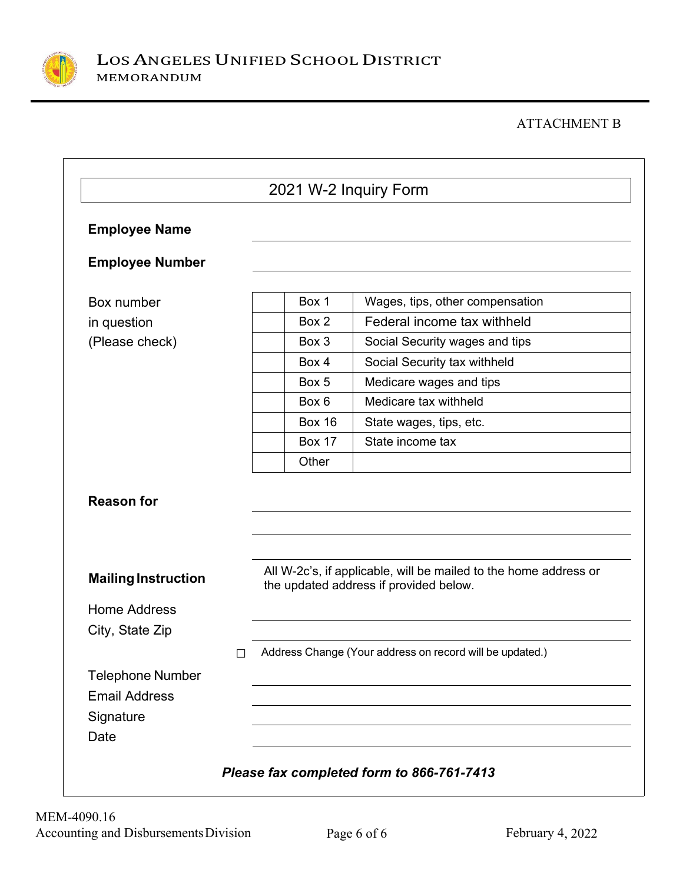LOS ANGELES UNIFIED SCHOOL DISTRICT
MEMORANDUM

ATTACHMENT B

## 2021 W-2 Inquiry Form

**Employee Name** ______________________________

**Employee Number** ______________________________

Box number in question (Please check)

| | | |
|---|---|---|
| | Box 1 | Wages, tips, other compensation |
| | Box 2 | Federal income tax withheld |
| | Box 3 | Social Security wages and tips |
| | Box 4 | Social Security tax withheld |
| | Box 5 | Medicare wages and tips |
| | Box 6 | Medicare tax withheld |
| | Box 16 | State wages, tips, etc. |
| | Box 17 | State income tax |
| | Other | |

**Reason for** ______________________________

______________________________

______________________________

**Mailing Instruction** All W-2c's, if applicable, will be mailed to the home address or the updated address if provided below.

Home Address ______________________________

City, State Zip ______________________________

☐ Address Change (Your address on record will be updated.)

Telephone Number ______________________________

Email Address ______________________________

Signature ______________________________

Date ______________________________

***Please fax completed form to 866-761-7413***

MEM-4090.16
Accounting and Disbursements Division

February 4, 2022